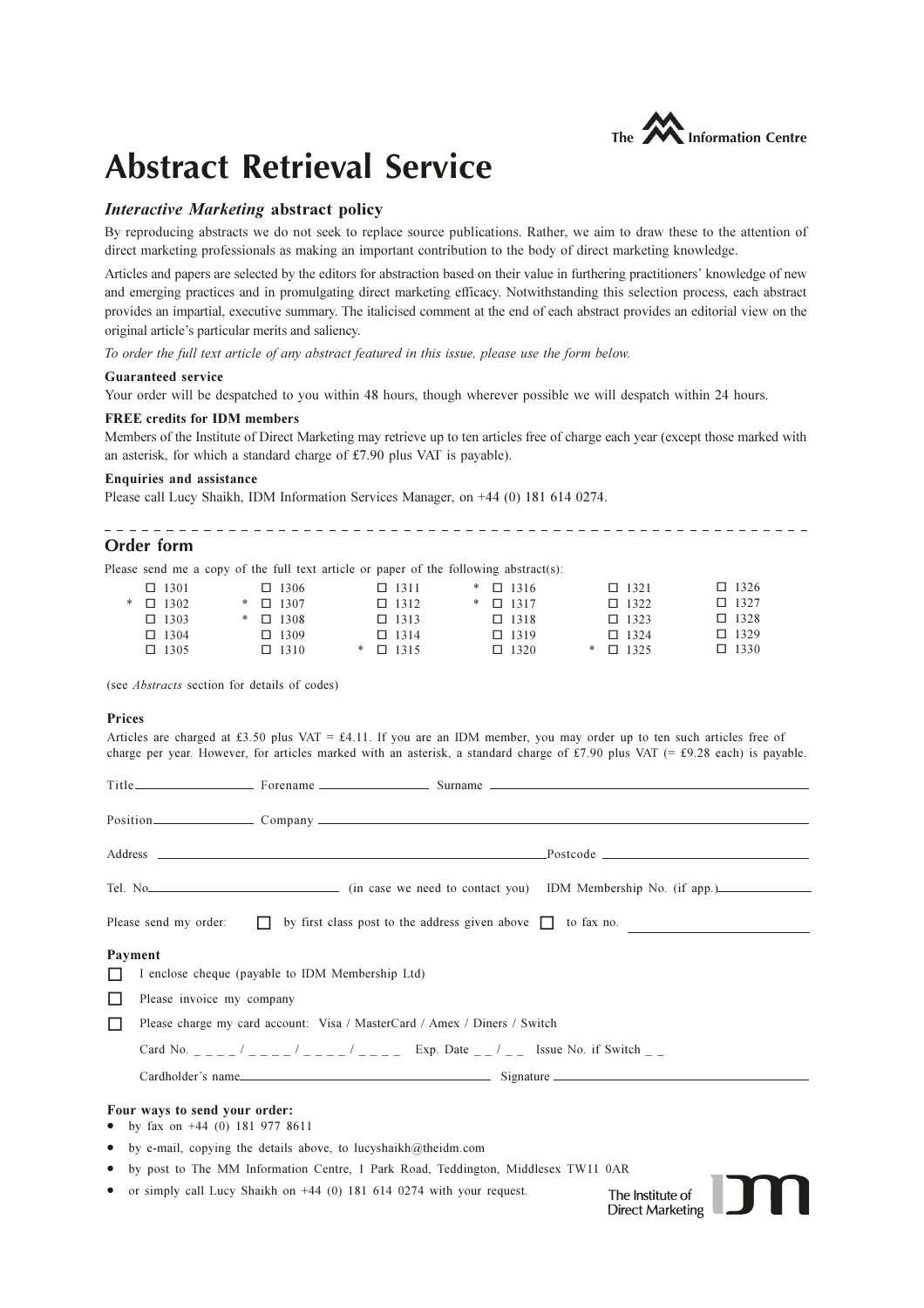The MM Information Centre

# Abstract Retrieval Service

### *Interactive Marketing* abstract policy

By reproducing abstracts we do not seek to replace source publications. Rather, we aim to draw these to the attention of direct marketing professionals as making an important contribution to the body of direct marketing knowledge.

Articles and papers are selected by the editors for abstraction based on their value in furthering practitioners' knowledge of new and emerging practices and in promulgating direct marketing efficacy. Notwithstanding this selection process, each abstract provides an impartial, executive summary. The italicised comment at the end of each abstract provides an editorial view on the original article's particular merits and saliency.

*To order the full text article of any abstract featured in this issue, please use the form below.*

**Guaranteed service**

Your order will be despatched to you within 48 hours, though wherever possible we will despatch within 24 hours.

**FREE credits for IDM members**

Members of the Institute of Direct Marketing may retrieve up to ten articles free of charge each year (except those marked with an asterisk, for which a standard charge of £7.90 plus VAT is payable).

**Enquiries and assistance**

Please call Lucy Shaikh, IDM Information Services Manager, on +44 (0) 181 614 0274.

---

## Order form

Please send me a copy of the full text article or paper of the following abstract(s):

| | | | | | |
|---|---|---|---|---|---|
| ☐ 1301 | ☐ 1306 | ☐ 1311 | * ☐ 1316 | ☐ 1321 | ☐ 1326 |
| * ☐ 1302 | * ☐ 1307 | ☐ 1312 | * ☐ 1317 | ☐ 1322 | ☐ 1327 |
| ☐ 1303 | * ☐ 1308 | ☐ 1313 | ☐ 1318 | ☐ 1323 | ☐ 1328 |
| ☐ 1304 | ☐ 1309 | ☐ 1314 | ☐ 1319 | ☐ 1324 | ☐ 1329 |
| ☐ 1305 | ☐ 1310 | * ☐ 1315 | ☐ 1320 | * ☐ 1325 | ☐ 1330 |

(see *Abstracts* section for details of codes)

**Prices**

Articles are charged at £3.50 plus VAT = £4.11. If you are an IDM member, you may order up to ten such articles free of charge per year. However, for articles marked with an asterisk, a standard charge of £7.90 plus VAT (= £9.28 each) is payable.

Title\_\_\_\_\_\_\_\_\_\_ Forename \_\_\_\_\_\_\_\_\_\_ Surname \_\_\_\_\_\_\_\_\_\_

Position\_\_\_\_\_\_\_\_\_\_ Company \_\_\_\_\_\_\_\_\_\_

Address \_\_\_\_\_\_\_\_\_\_ Postcode \_\_\_\_\_\_\_\_\_\_

Tel. No\_\_\_\_\_\_\_\_\_\_ (in case we need to contact you) IDM Membership No. (if app.)\_\_\_\_\_\_\_\_\_\_

Please send my order: ☐ by first class post to the address given above ☐ to fax no. \_\_\_\_\_\_\_\_\_\_

**Payment**

☐ I enclose cheque (payable to IDM Membership Ltd)

☐ Please invoice my company

☐ Please charge my card account: Visa / MasterCard / Amex / Diners / Switch

Card No. _ _ _ _ / _ _ _ _ / _ _ _ _ / _ _ _ _ Exp. Date _ _ / _ _ Issue No. if Switch _ _

Cardholder's name\_\_\_\_\_\_\_\_\_\_ Signature \_\_\_\_\_\_\_\_\_\_

**Four ways to send your order:**

- by fax on +44 (0) 181 977 8611
- by e-mail, copying the details above, to lucyshaikh@theidm.com
- by post to The MM Information Centre, 1 Park Road, Teddington, Middlesex TW11 0AR
- or simply call Lucy Shaikh on +44 (0) 181 614 0274 with your request.

The Institute of Direct Marketing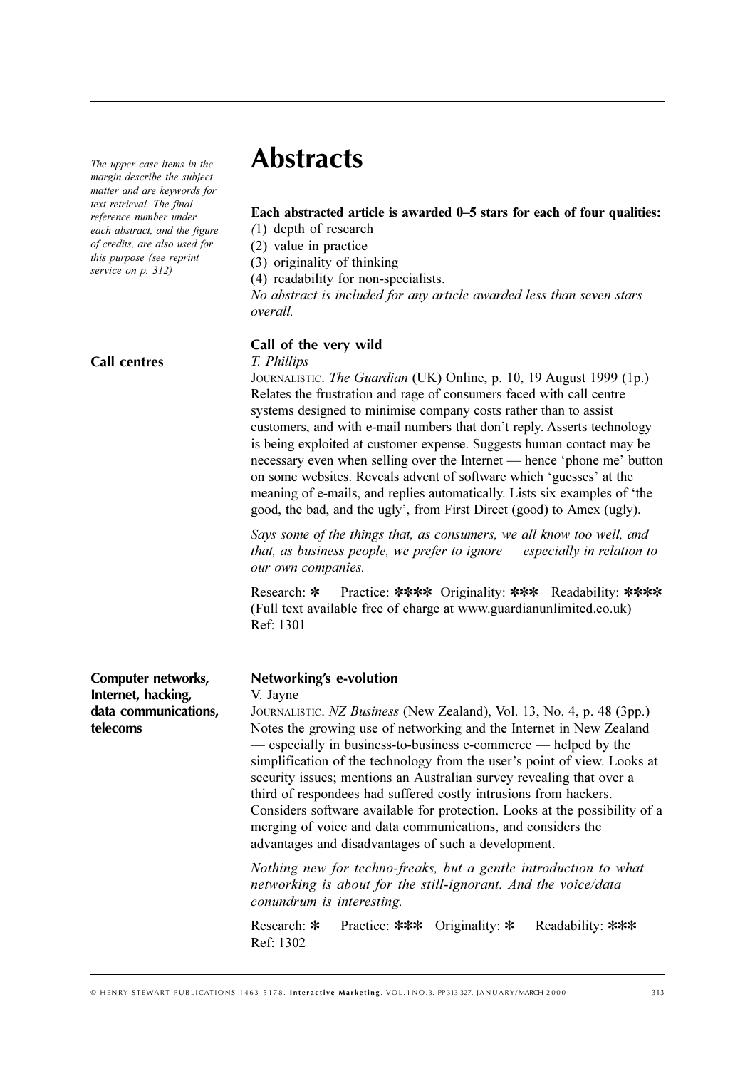*The upper case items in the margin describe the subject matter and are keywords for text retrieval. The final reference number under each abstract, and the figure of credits, are also used for this purpose (see reprint service on p. 312)*

# Abstracts

**Each abstracted article is awarded 0–5 stars for each of four qualities:**

*(*1) depth of research
(2) value in practice
(3) originality of thinking
(4) readability for non-specialists.

*No abstract is included for any article awarded less than seven stars overall.*

---

**Call centres**

### Call of the very wild

*T. Phillips*

JOURNALISTIC. *The Guardian* (UK) Online, p. 10, 19 August 1999 (1p.)
Relates the frustration and rage of consumers faced with call centre systems designed to minimise company costs rather than to assist customers, and with e-mail numbers that don't reply. Asserts technology is being exploited at customer expense. Suggests human contact may be necessary even when selling over the Internet — hence 'phone me' button on some websites. Reveals advent of software which 'guesses' at the meaning of e-mails, and replies automatically. Lists six examples of 'the good, the bad, and the ugly', from First Direct (good) to Amex (ugly).

*Says some of the things that, as consumers, we all know too well, and that, as business people, we prefer to ignore — especially in relation to our own companies.*

Research: * Practice: **** Originality: *** Readability: ****
(Full text available free of charge at www.guardianunlimited.co.uk)
Ref: 1301

**Computer networks, Internet, hacking, data communications, telecoms**

### Networking's e-volution

V. Jayne

JOURNALISTIC. *NZ Business* (New Zealand), Vol. 13, No. 4, p. 48 (3pp.)
Notes the growing use of networking and the Internet in New Zealand — especially in business-to-business e-commerce — helped by the simplification of the technology from the user's point of view. Looks at security issues; mentions an Australian survey revealing that over a third of respondees had suffered costly intrusions from hackers. Considers software available for protection. Looks at the possibility of a merging of voice and data communications, and considers the advantages and disadvantages of such a development.

*Nothing new for techno-freaks, but a gentle introduction to what networking is about for the still-ignorant. And the voice/data conundrum is interesting.*

Research: * Practice: *** Originality: * Readability: ***
Ref: 1302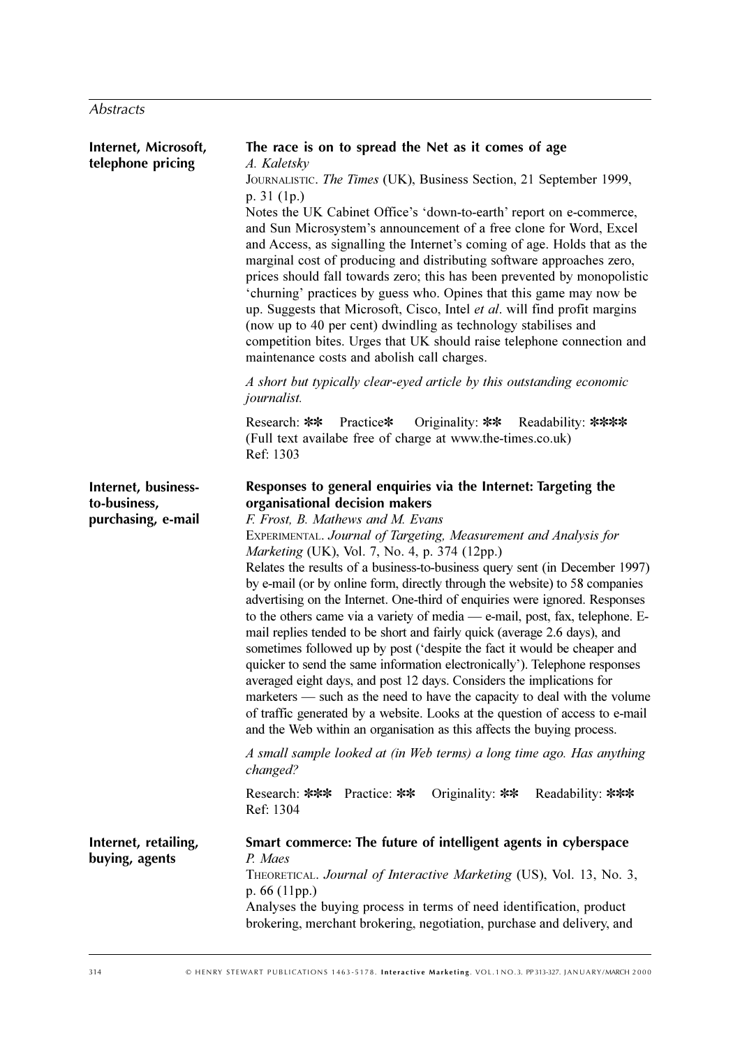**Internet, Microsoft, telephone pricing**

### The race is on to spread the Net as it comes of age

*A. Kaletsky*

JOURNALISTIC. *The Times* (UK), Business Section, 21 September 1999, p. 31 (1p.)

Notes the UK Cabinet Office's 'down-to-earth' report on e-commerce, and Sun Microsystem's announcement of a free clone for Word, Excel and Access, as signalling the Internet's coming of age. Holds that as the marginal cost of producing and distributing software approaches zero, prices should fall towards zero; this has been prevented by monopolistic 'churning' practices by guess who. Opines that this game may now be up. Suggests that Microsoft, Cisco, Intel *et al*. will find profit margins (now up to 40 per cent) dwindling as technology stabilises and competition bites. Urges that UK should raise telephone connection and maintenance costs and abolish call charges.

*A short but typically clear-eyed article by this outstanding economic journalist.*

Research: ** Practice* Originality: ** Readability: ****
(Full text availabe free of charge at www.the-times.co.uk)
Ref: 1303

**Internet, business-to-business, purchasing, e-mail**

### Responses to general enquiries via the Internet: Targeting the organisational decision makers

*F. Frost, B. Mathews and M. Evans*

EXPERIMENTAL. *Journal of Targeting, Measurement and Analysis for Marketing* (UK), Vol. 7, No. 4, p. 374 (12pp.)

Relates the results of a business-to-business query sent (in December 1997) by e-mail (or by online form, directly through the website) to 58 companies advertising on the Internet. One-third of enquiries were ignored. Responses to the others came via a variety of media — e-mail, post, fax, telephone. E-mail replies tended to be short and fairly quick (average 2.6 days), and sometimes followed up by post ('despite the fact it would be cheaper and quicker to send the same information electronically'). Telephone responses averaged eight days, and post 12 days. Considers the implications for marketers — such as the need to have the capacity to deal with the volume of traffic generated by a website. Looks at the question of access to e-mail and the Web within an organisation as this affects the buying process.

*A small sample looked at (in Web terms) a long time ago. Has anything changed?*

Research: *** Practice: ** Originality: ** Readability: ***
Ref: 1304

**Internet, retailing, buying, agents**

### Smart commerce: The future of intelligent agents in cyberspace

*P. Maes*

THEORETICAL. *Journal of Interactive Marketing* (US), Vol. 13, No. 3, p. 66 (11pp.)

Analyses the buying process in terms of need identification, product brokering, merchant brokering, negotiation, purchase and delivery, and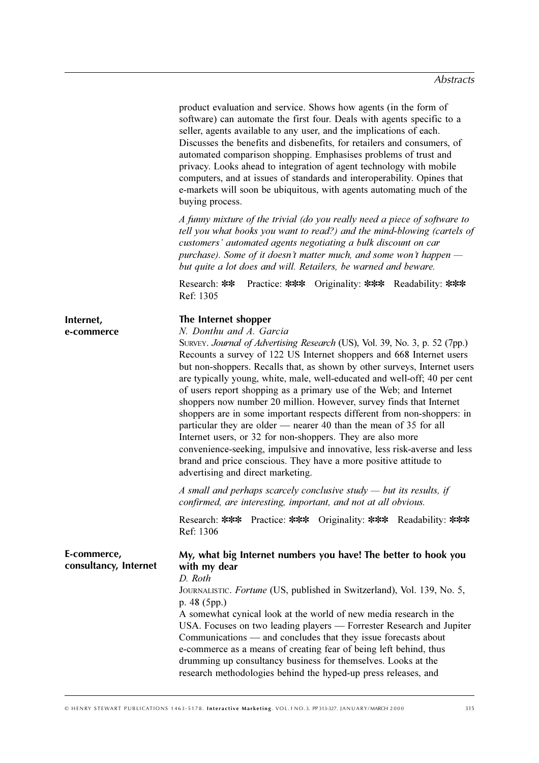product evaluation and service. Shows how agents (in the form of software) can automate the first four. Deals with agents specific to a seller, agents available to any user, and the implications of each. Discusses the benefits and disbenefits, for retailers and consumers, of automated comparison shopping. Emphasises problems of trust and privacy. Looks ahead to integration of agent technology with mobile computers, and at issues of standards and interoperability. Opines that e-markets will soon be ubiquitous, with agents automating much of the buying process.

*A funny mixture of the trivial (do you really need a piece of software to tell you what books you want to read?) and the mind-blowing (cartels of customers' automated agents negotiating a bulk discount on car purchase). Some of it doesn't matter much, and some won't happen — but quite a lot does and will. Retailers, be warned and beware.*

Research: ✱✱ Practice: ✱✱✱ Originality: ✱✱✱ Readability: ✱✱✱
Ref: 1305

**Internet, e-commerce**

### The Internet shopper

*N. Donthu and A. Garcia*

SURVEY. *Journal of Advertising Research* (US), Vol. 39, No. 3, p. 52 (7pp.)

Recounts a survey of 122 US Internet shoppers and 668 Internet users but non-shoppers. Recalls that, as shown by other surveys, Internet users are typically young, white, male, well-educated and well-off; 40 per cent of users report shopping as a primary use of the Web; and Internet shoppers now number 20 million. However, survey finds that Internet shoppers are in some important respects different from non-shoppers: in particular they are older — nearer 40 than the mean of 35 for all Internet users, or 32 for non-shoppers. They are also more convenience-seeking, impulsive and innovative, less risk-averse and less brand and price conscious. They have a more positive attitude to advertising and direct marketing.

*A small and perhaps scarcely conclusive study — but its results, if confirmed, are interesting, important, and not at all obvious.*

Research: ✱✱✱ Practice: ✱✱✱ Originality: ✱✱✱ Readability: ✱✱✱
Ref: 1306

**E-commerce, consultancy, Internet**

### My, what big Internet numbers you have! The better to hook you with my dear

*D. Roth*

JOURNALISTIC. *Fortune* (US, published in Switzerland), Vol. 139, No. 5, p. 48 (5pp.)

A somewhat cynical look at the world of new media research in the USA. Focuses on two leading players — Forrester Research and Jupiter Communications — and concludes that they issue forecasts about e-commerce as a means of creating fear of being left behind, thus drumming up consultancy business for themselves. Looks at the research methodologies behind the hyped-up press releases, and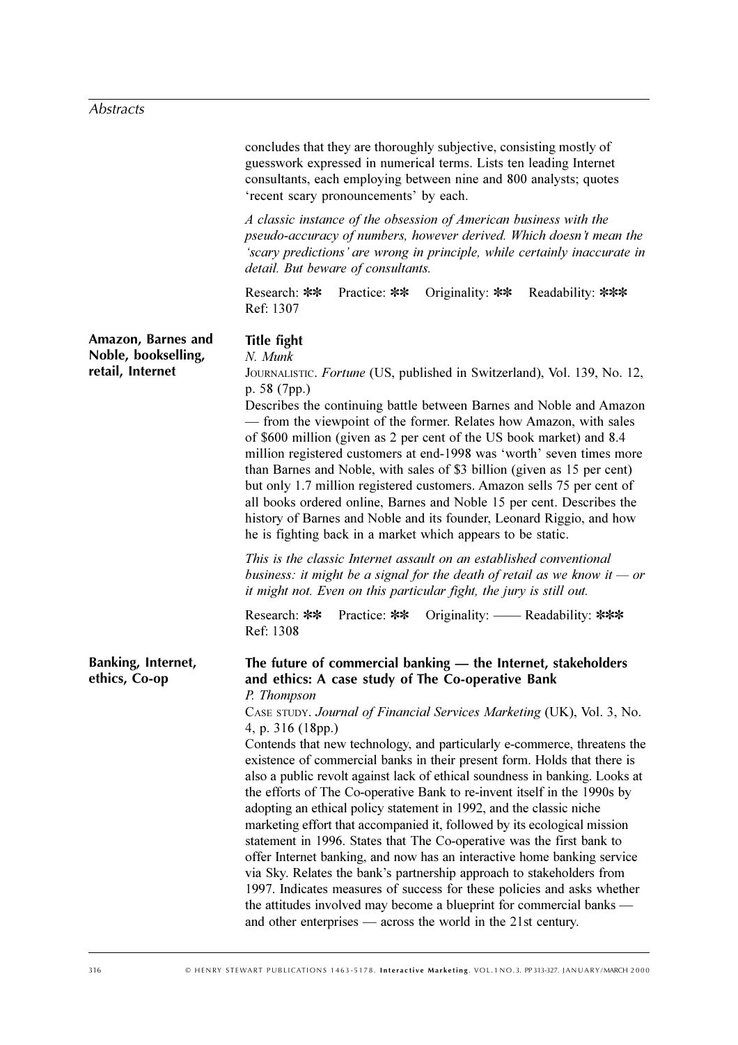concludes that they are thoroughly subjective, consisting mostly of guesswork expressed in numerical terms. Lists ten leading Internet consultants, each employing between nine and 800 analysts; quotes 'recent scary pronouncements' by each.

*A classic instance of the obsession of American business with the pseudo-accuracy of numbers, however derived. Which doesn't mean the 'scary predictions' are wrong in principle, while certainly inaccurate in detail. But beware of consultants.*

Research: ** Practice: ** Originality: ** Readability: ***
Ref: 1307

**Amazon, Barnes and Noble, bookselling, retail, Internet**

### Title fight

*N. Munk*

JOURNALISTIC. *Fortune* (US, published in Switzerland), Vol. 139, No. 12, p. 58 (7pp.)

Describes the continuing battle between Barnes and Noble and Amazon — from the viewpoint of the former. Relates how Amazon, with sales of $600 million (given as 2 per cent of the US book market) and 8.4 million registered customers at end-1998 was 'worth' seven times more than Barnes and Noble, with sales of $3 billion (given as 15 per cent) but only 1.7 million registered customers. Amazon sells 75 per cent of all books ordered online, Barnes and Noble 15 per cent. Describes the history of Barnes and Noble and its founder, Leonard Riggio, and how he is fighting back in a market which appears to be static.

*This is the classic Internet assault on an established conventional business: it might be a signal for the death of retail as we know it — or it might not. Even on this particular fight, the jury is still out.*

Research: ** Practice: ** Originality: —— Readability: ***
Ref: 1308

**Banking, Internet, ethics, Co-op**

### The future of commercial banking — the Internet, stakeholders and ethics: A case study of The Co-operative Bank

*P. Thompson*

CASE STUDY. *Journal of Financial Services Marketing* (UK), Vol. 3, No. 4, p. 316 (18pp.)

Contends that new technology, and particularly e-commerce, threatens the existence of commercial banks in their present form. Holds that there is also a public revolt against lack of ethical soundness in banking. Looks at the efforts of The Co-operative Bank to re-invent itself in the 1990s by adopting an ethical policy statement in 1992, and the classic niche marketing effort that accompanied it, followed by its ecological mission statement in 1996. States that The Co-operative was the first bank to offer Internet banking, and now has an interactive home banking service via Sky. Relates the bank's partnership approach to stakeholders from 1997. Indicates measures of success for these policies and asks whether the attitudes involved may become a blueprint for commercial banks — and other enterprises — across the world in the 21st century.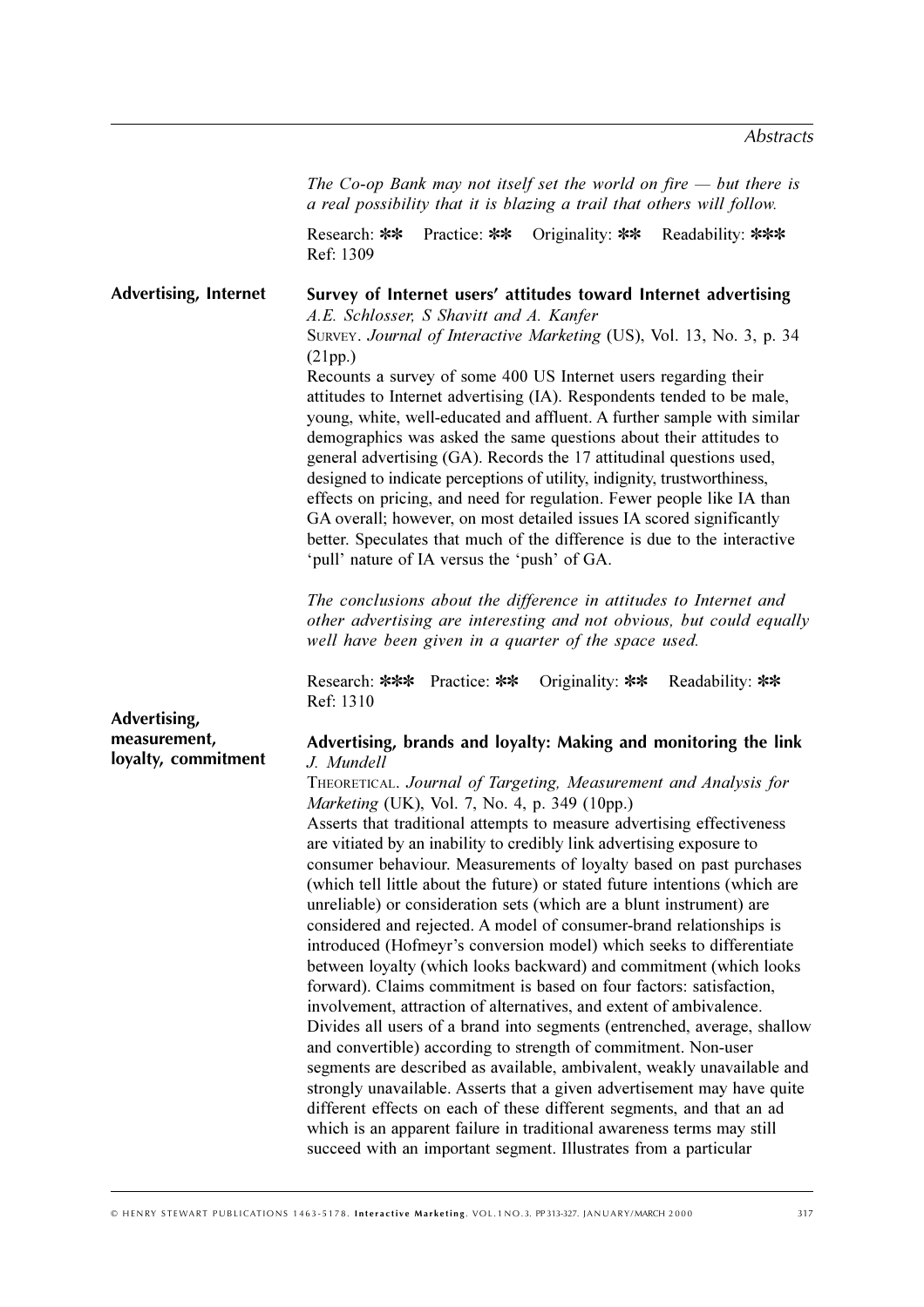*The Co-op Bank may not itself set the world on fire — but there is a real possibility that it is blazing a trail that others will follow.*

Research: ✻✻ Practice: ✻✻ Originality: ✻✻ Readability: ✻✻✻
Ref: 1309

**Advertising, Internet**

### Survey of Internet users' attitudes toward Internet advertising

*A.E. Schlosser, S Shavitt and A. Kanfer*

SURVEY. *Journal of Interactive Marketing* (US), Vol. 13, No. 3, p. 34 (21pp.)

Recounts a survey of some 400 US Internet users regarding their attitudes to Internet advertising (IA). Respondents tended to be male, young, white, well-educated and affluent. A further sample with similar demographics was asked the same questions about their attitudes to general advertising (GA). Records the 17 attitudinal questions used, designed to indicate perceptions of utility, indignity, trustworthiness, effects on pricing, and need for regulation. Fewer people like IA than GA overall; however, on most detailed issues IA scored significantly better. Speculates that much of the difference is due to the interactive 'pull' nature of IA versus the 'push' of GA.

*The conclusions about the difference in attitudes to Internet and other advertising are interesting and not obvious, but could equally well have been given in a quarter of the space used.*

Research: ✻✻✻ Practice: ✻✻ Originality: ✻✻ Readability: ✻✻
Ref: 1310

**Advertising, measurement, loyalty, commitment**

### Advertising, brands and loyalty: Making and monitoring the link

*J. Mundell*

THEORETICAL. *Journal of Targeting, Measurement and Analysis for Marketing* (UK), Vol. 7, No. 4, p. 349 (10pp.)

Asserts that traditional attempts to measure advertising effectiveness are vitiated by an inability to credibly link advertising exposure to consumer behaviour. Measurements of loyalty based on past purchases (which tell little about the future) or stated future intentions (which are unreliable) or consideration sets (which are a blunt instrument) are considered and rejected. A model of consumer-brand relationships is introduced (Hofmeyr's conversion model) which seeks to differentiate between loyalty (which looks backward) and commitment (which looks forward). Claims commitment is based on four factors: satisfaction, involvement, attraction of alternatives, and extent of ambivalence. Divides all users of a brand into segments (entrenched, average, shallow and convertible) according to strength of commitment. Non-user segments are described as available, ambivalent, weakly unavailable and strongly unavailable. Asserts that a given advertisement may have quite different effects on each of these different segments, and that an ad which is an apparent failure in traditional awareness terms may still succeed with an important segment. Illustrates from a particular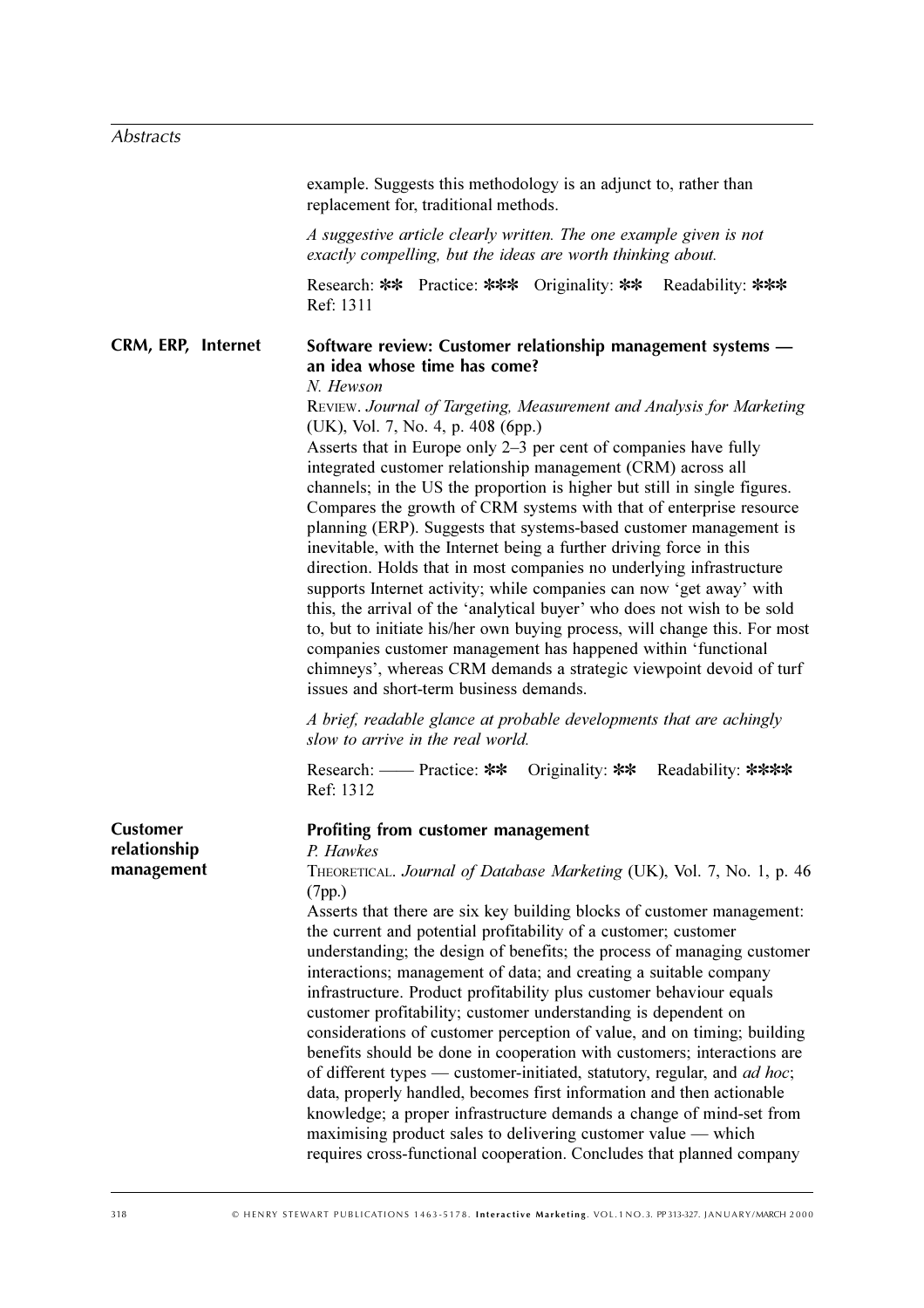example. Suggests this methodology is an adjunct to, rather than replacement for, traditional methods.

*A suggestive article clearly written. The one example given is not exactly compelling, but the ideas are worth thinking about.*

Research: ✱✱ Practice: ✱✱✱ Originality: ✱✱ Readability: ✱✱✱
Ref: 1311

**CRM, ERP, Internet**

### Software review: Customer relationship management systems — an idea whose time has come?

*N. Hewson*

REVIEW. *Journal of Targeting, Measurement and Analysis for Marketing* (UK), Vol. 7, No. 4, p. 408 (6pp.)

Asserts that in Europe only 2–3 per cent of companies have fully integrated customer relationship management (CRM) across all channels; in the US the proportion is higher but still in single figures. Compares the growth of CRM systems with that of enterprise resource planning (ERP). Suggests that systems-based customer management is inevitable, with the Internet being a further driving force in this direction. Holds that in most companies no underlying infrastructure supports Internet activity; while companies can now 'get away' with this, the arrival of the 'analytical buyer' who does not wish to be sold to, but to initiate his/her own buying process, will change this. For most companies customer management has happened within 'functional chimneys', whereas CRM demands a strategic viewpoint devoid of turf issues and short-term business demands.

*A brief, readable glance at probable developments that are achingly slow to arrive in the real world.*

Research: —— Practice: ✱✱ Originality: ✱✱ Readability: ✱✱✱✱
Ref: 1312

**Customer relationship management**

### Profiting from customer management

*P. Hawkes*

THEORETICAL. *Journal of Database Marketing* (UK), Vol. 7, No. 1, p. 46 (7pp.)

Asserts that there are six key building blocks of customer management: the current and potential profitability of a customer; customer understanding; the design of benefits; the process of managing customer interactions; management of data; and creating a suitable company infrastructure. Product profitability plus customer behaviour equals customer profitability; customer understanding is dependent on considerations of customer perception of value, and on timing; building benefits should be done in cooperation with customers; interactions are of different types — customer-initiated, statutory, regular, and *ad hoc*; data, properly handled, becomes first information and then actionable knowledge; a proper infrastructure demands a change of mind-set from maximising product sales to delivering customer value — which requires cross-functional cooperation. Concludes that planned company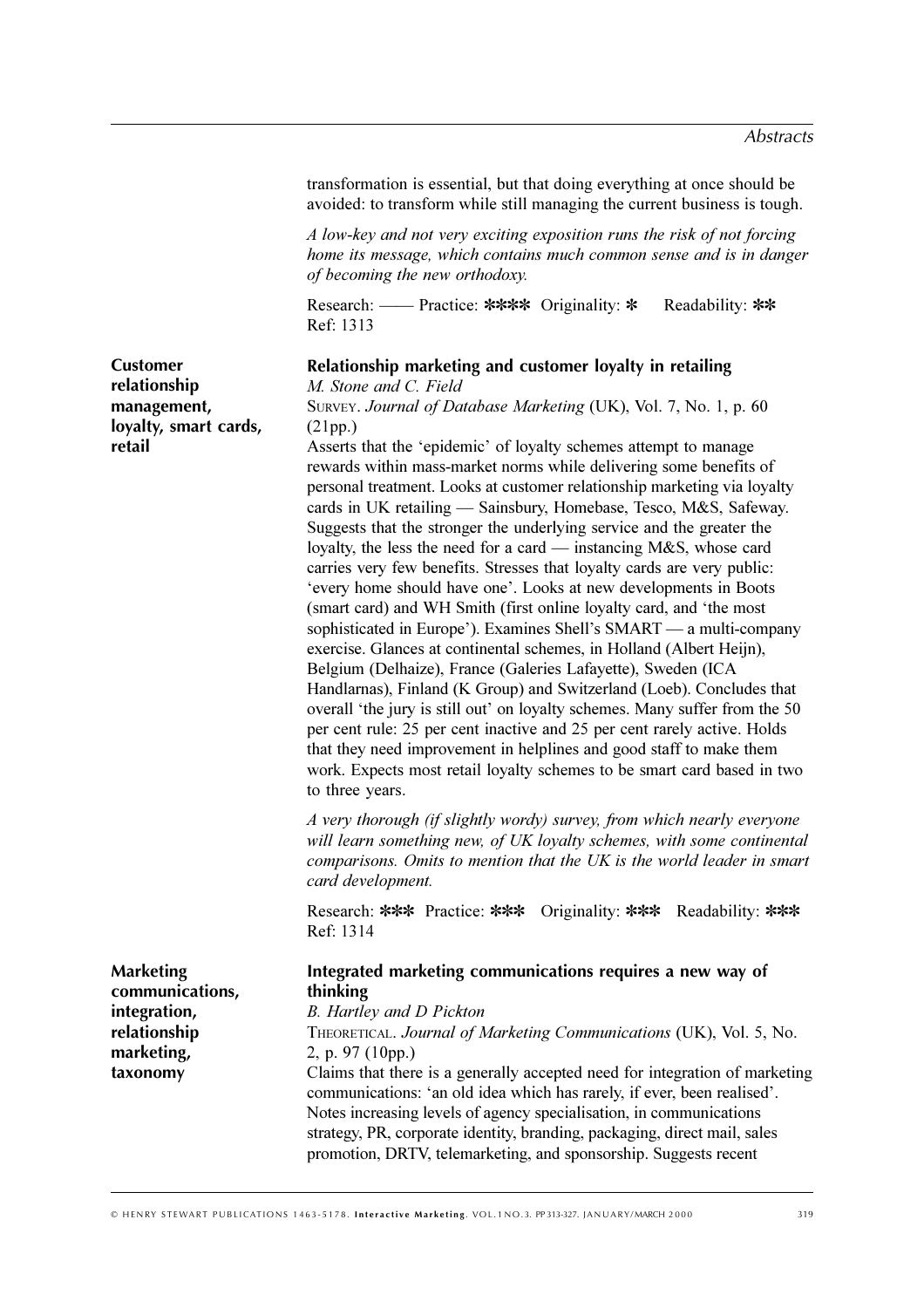transformation is essential, but that doing everything at once should be avoided: to transform while still managing the current business is tough.

*A low-key and not very exciting exposition runs the risk of not forcing home its message, which contains much common sense and is in danger of becoming the new orthodoxy.*

Research: —— Practice: **** Originality: * Readability: **
Ref: 1313

**Customer relationship management, loyalty, smart cards, retail**

### Relationship marketing and customer loyalty in retailing

*M. Stone and C. Field*

SURVEY. *Journal of Database Marketing* (UK), Vol. 7, No. 1, p. 60 (21pp.)

Asserts that the 'epidemic' of loyalty schemes attempt to manage rewards within mass-market norms while delivering some benefits of personal treatment. Looks at customer relationship marketing via loyalty cards in UK retailing — Sainsbury, Homebase, Tesco, M&S, Safeway. Suggests that the stronger the underlying service and the greater the loyalty, the less the need for a card — instancing M&S, whose card carries very few benefits. Stresses that loyalty cards are very public: 'every home should have one'. Looks at new developments in Boots (smart card) and WH Smith (first online loyalty card, and 'the most sophisticated in Europe'). Examines Shell's SMART — a multi-company exercise. Glances at continental schemes, in Holland (Albert Heijn), Belgium (Delhaize), France (Galeries Lafayette), Sweden (ICA Handlarnas), Finland (K Group) and Switzerland (Loeb). Concludes that overall 'the jury is still out' on loyalty schemes. Many suffer from the 50 per cent rule: 25 per cent inactive and 25 per cent rarely active. Holds that they need improvement in helplines and good staff to make them work. Expects most retail loyalty schemes to be smart card based in two to three years.

*A very thorough (if slightly wordy) survey, from which nearly everyone will learn something new, of UK loyalty schemes, with some continental comparisons. Omits to mention that the UK is the world leader in smart card development.*

Research: *** Practice: *** Originality: *** Readability: ***
Ref: 1314

**Marketing communications, integration, relationship marketing, taxonomy**

### Integrated marketing communications requires a new way of thinking

*B. Hartley and D Pickton*

THEORETICAL. *Journal of Marketing Communications* (UK), Vol. 5, No. 2, p. 97 (10pp.)

Claims that there is a generally accepted need for integration of marketing communications: 'an old idea which has rarely, if ever, been realised'. Notes increasing levels of agency specialisation, in communications strategy, PR, corporate identity, branding, packaging, direct mail, sales promotion, DRTV, telemarketing, and sponsorship. Suggests recent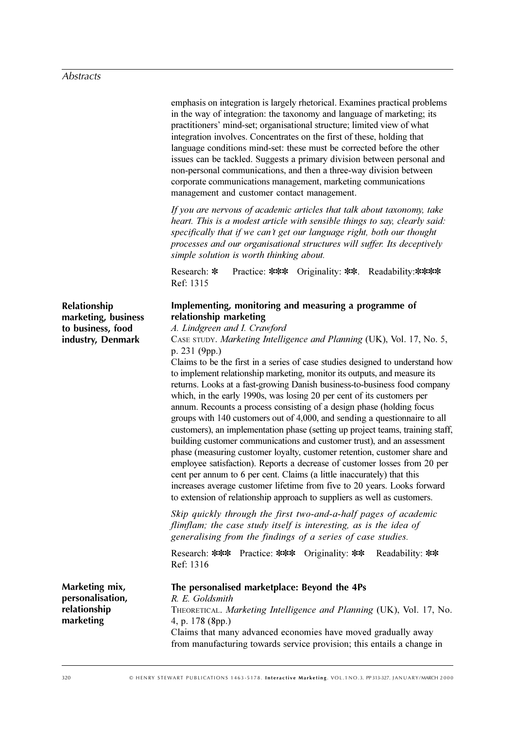emphasis on integration is largely rhetorical. Examines practical problems in the way of integration: the taxonomy and language of marketing; its practitioners' mind-set; organisational structure; limited view of what integration involves. Concentrates on the first of these, holding that language conditions mind-set: these must be corrected before the other issues can be tackled. Suggests a primary division between personal and non-personal communications, and then a three-way division between corporate communications management, marketing communications management and customer contact management.

*If you are nervous of academic articles that talk about taxonomy, take heart. This is a modest article with sensible things to say, clearly said: specifically that if we can't get our language right, both our thought processes and our organisational structures will suffer. Its deceptively simple solution is worth thinking about.*

Research: * Practice: *** Originality: **. Readability:****
Ref: 1315

**Relationship marketing, business to business, food industry, Denmark**

### Implementing, monitoring and measuring a programme of relationship marketing

*A. Lindgreen and I. Crawford*

CASE STUDY. *Marketing Intelligence and Planning* (UK), Vol. 17, No. 5, p. 231 (9pp.)

Claims to be the first in a series of case studies designed to understand how to implement relationship marketing, monitor its outputs, and measure its returns. Looks at a fast-growing Danish business-to-business food company which, in the early 1990s, was losing 20 per cent of its customers per annum. Recounts a process consisting of a design phase (holding focus groups with 140 customers out of 4,000, and sending a questionnaire to all customers), an implementation phase (setting up project teams, training staff, building customer communications and customer trust), and an assessment phase (measuring customer loyalty, customer retention, customer share and employee satisfaction). Reports a decrease of customer losses from 20 per cent per annum to 6 per cent. Claims (a little inaccurately) that this increases average customer lifetime from five to 20 years. Looks forward to extension of relationship approach to suppliers as well as customers.

*Skip quickly through the first two-and-a-half pages of academic flimflam; the case study itself is interesting, as is the idea of generalising from the findings of a series of case studies.*

Research: *** Practice: *** Originality: ** Readability: **
Ref: 1316

**Marketing mix, personalisation, relationship marketing**

### The personalised marketplace: Beyond the 4Ps

*R. E. Goldsmith*

THEORETICAL. *Marketing Intelligence and Planning* (UK), Vol. 17, No. 4, p. 178 (8pp.)

Claims that many advanced economies have moved gradually away from manufacturing towards service provision; this entails a change in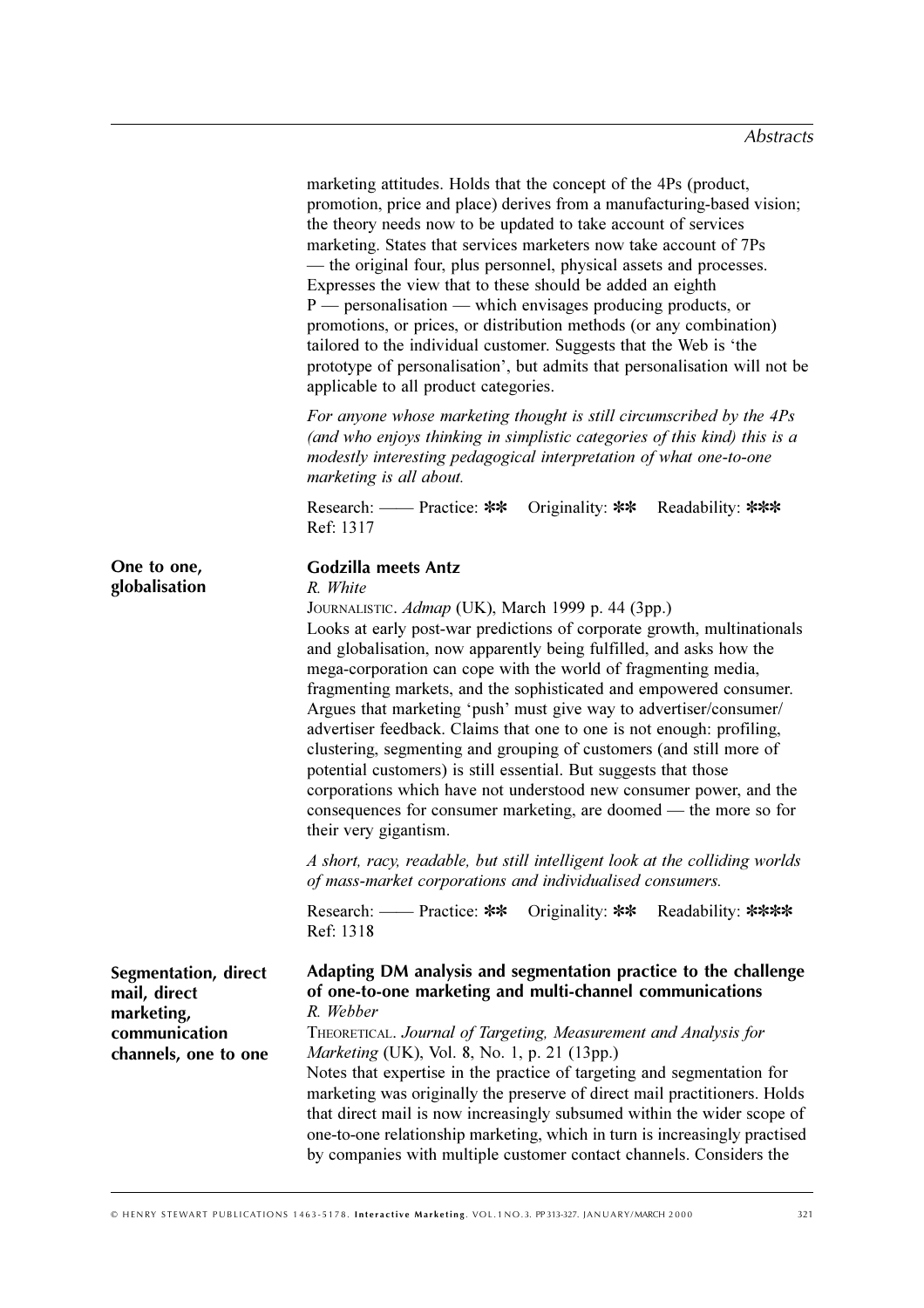marketing attitudes. Holds that the concept of the 4Ps (product, promotion, price and place) derives from a manufacturing-based vision; the theory needs now to be updated to take account of services marketing. States that services marketers now take account of 7Ps — the original four, plus personnel, physical assets and processes. Expresses the view that to these should be added an eighth P — personalisation — which envisages producing products, or promotions, or prices, or distribution methods (or any combination) tailored to the individual customer. Suggests that the Web is 'the prototype of personalisation', but admits that personalisation will not be applicable to all product categories.

*For anyone whose marketing thought is still circumscribed by the 4Ps (and who enjoys thinking in simplistic categories of this kind) this is a modestly interesting pedagogical interpretation of what one-to-one marketing is all about.*

Research: —— Practice: ✻✻ Originality: ✻✻ Readability: ✻✻✻
Ref: 1317

**One to one, globalisation**

### Godzilla meets Antz

*R. White*

JOURNALISTIC. *Admap* (UK), March 1999 p. 44 (3pp.)

Looks at early post-war predictions of corporate growth, multinationals and globalisation, now apparently being fulfilled, and asks how the mega-corporation can cope with the world of fragmenting media, fragmenting markets, and the sophisticated and empowered consumer. Argues that marketing 'push' must give way to advertiser/consumer/advertiser feedback. Claims that one to one is not enough: profiling, clustering, segmenting and grouping of customers (and still more of potential customers) is still essential. But suggests that those corporations which have not understood new consumer power, and the consequences for consumer marketing, are doomed — the more so for their very gigantism.

*A short, racy, readable, but still intelligent look at the colliding worlds of mass-market corporations and individualised consumers.*

Research: —— Practice: ✻✻ Originality: ✻✻ Readability: ✻✻✻✻
Ref: 1318

**Segmentation, direct mail, direct marketing, communication channels, one to one**

### Adapting DM analysis and segmentation practice to the challenge of one-to-one marketing and multi-channel communications

*R. Webber*

THEORETICAL. *Journal of Targeting, Measurement and Analysis for Marketing* (UK), Vol. 8, No. 1, p. 21 (13pp.)

Notes that expertise in the practice of targeting and segmentation for marketing was originally the preserve of direct mail practitioners. Holds that direct mail is now increasingly subsumed within the wider scope of one-to-one relationship marketing, which in turn is increasingly practised by companies with multiple customer contact channels. Considers the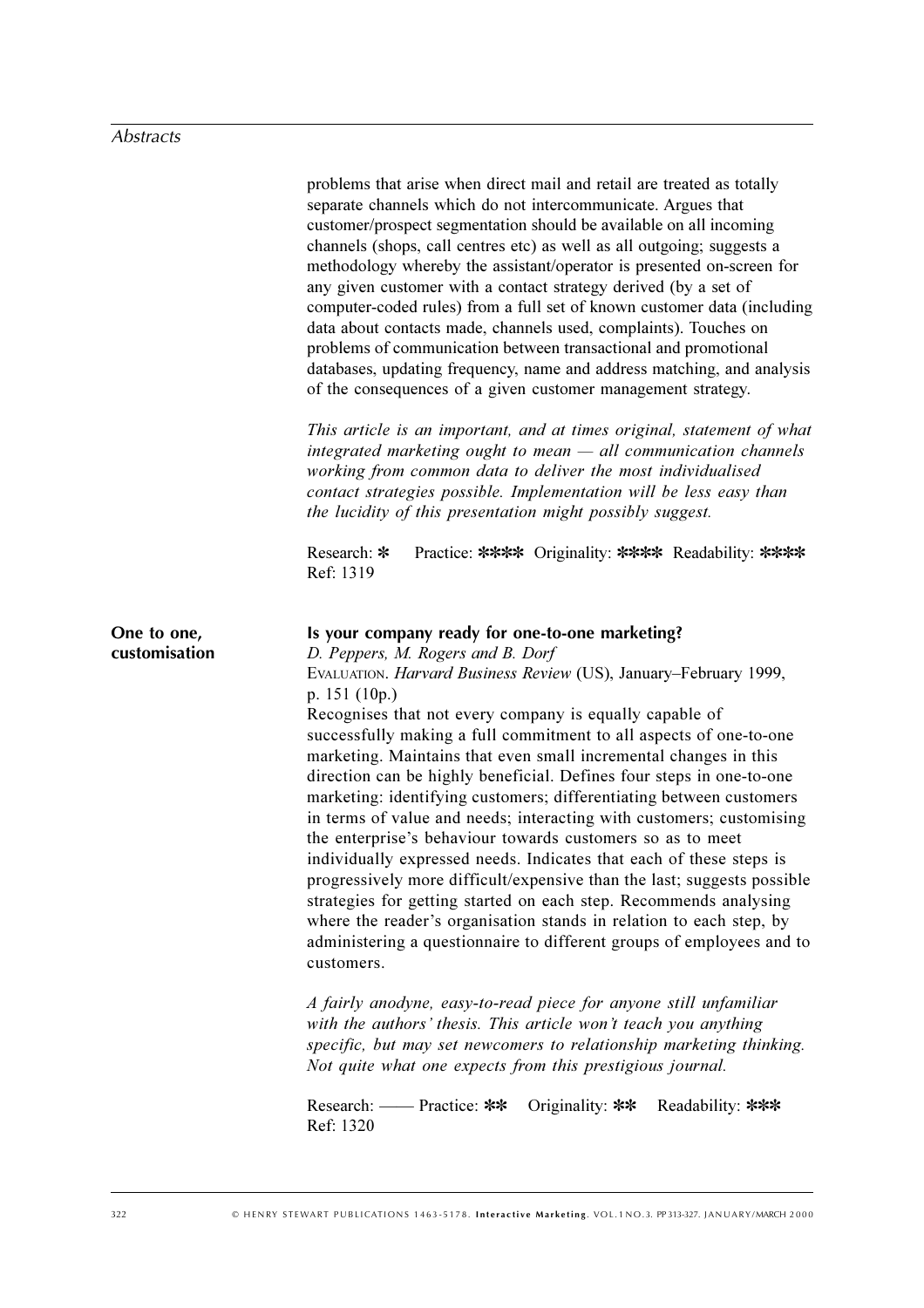problems that arise when direct mail and retail are treated as totally separate channels which do not intercommunicate. Argues that customer/prospect segmentation should be available on all incoming channels (shops, call centres etc) as well as all outgoing; suggests a methodology whereby the assistant/operator is presented on-screen for any given customer with a contact strategy derived (by a set of computer-coded rules) from a full set of known customer data (including data about contacts made, channels used, complaints). Touches on problems of communication between transactional and promotional databases, updating frequency, name and address matching, and analysis of the consequences of a given customer management strategy.

*This article is an important, and at times original, statement of what integrated marketing ought to mean — all communication channels working from common data to deliver the most individualised contact strategies possible. Implementation will be less easy than the lucidity of this presentation might possibly suggest.*

Research: * Practice: **** Originality: **** Readability: ****
Ref: 1319

**One to one, customisation**

### Is your company ready for one-to-one marketing?

*D. Peppers, M. Rogers and B. Dorf*

EVALUATION. *Harvard Business Review* (US), January–February 1999, p. 151 (10p.)

Recognises that not every company is equally capable of successfully making a full commitment to all aspects of one-to-one marketing. Maintains that even small incremental changes in this direction can be highly beneficial. Defines four steps in one-to-one marketing: identifying customers; differentiating between customers in terms of value and needs; interacting with customers; customising the enterprise's behaviour towards customers so as to meet individually expressed needs. Indicates that each of these steps is progressively more difficult/expensive than the last; suggests possible strategies for getting started on each step. Recommends analysing where the reader's organisation stands in relation to each step, by administering a questionnaire to different groups of employees and to customers.

*A fairly anodyne, easy-to-read piece for anyone still unfamiliar with the authors' thesis. This article won't teach you anything specific, but may set newcomers to relationship marketing thinking. Not quite what one expects from this prestigious journal.*

Research: —— Practice: ** Originality: ** Readability: ***
Ref: 1320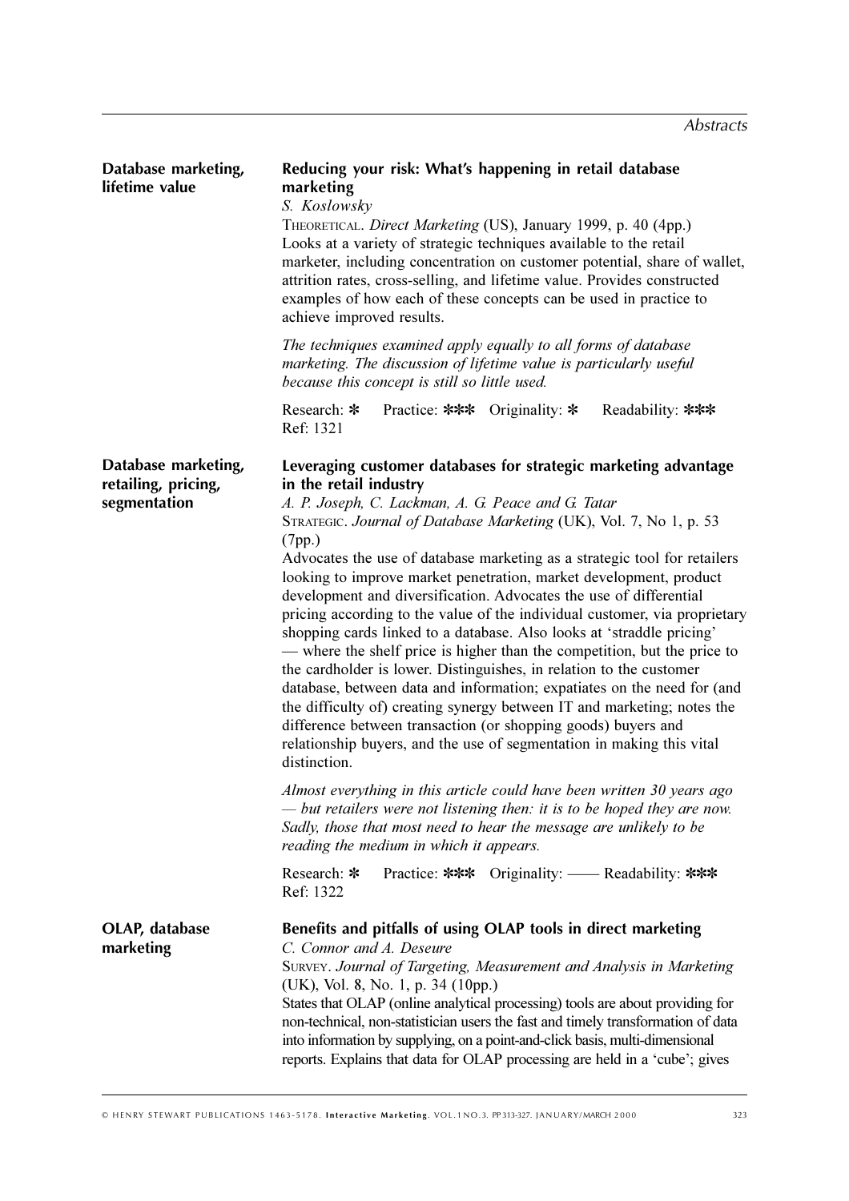**Database marketing, lifetime value**

### Reducing your risk: What's happening in retail database marketing

*S. Koslowsky*

THEORETICAL. *Direct Marketing* (US), January 1999, p. 40 (4pp.)

Looks at a variety of strategic techniques available to the retail marketer, including concentration on customer potential, share of wallet, attrition rates, cross-selling, and lifetime value. Provides constructed examples of how each of these concepts can be used in practice to achieve improved results.

*The techniques examined apply equally to all forms of database marketing. The discussion of lifetime value is particularly useful because this concept is still so little used.*

Research: * Practice: *** Originality: * Readability: ***
Ref: 1321

**Database marketing, retailing, pricing, segmentation**

### Leveraging customer databases for strategic marketing advantage in the retail industry

*A. P. Joseph, C. Lackman, A. G. Peace and G. Tatar*

STRATEGIC. *Journal of Database Marketing* (UK), Vol. 7, No 1, p. 53 (7pp.)

Advocates the use of database marketing as a strategic tool for retailers looking to improve market penetration, market development, product development and diversification. Advocates the use of differential pricing according to the value of the individual customer, via proprietary shopping cards linked to a database. Also looks at 'straddle pricing' — where the shelf price is higher than the competition, but the price to the cardholder is lower. Distinguishes, in relation to the customer database, between data and information; expatiates on the need for (and the difficulty of) creating synergy between IT and marketing; notes the difference between transaction (or shopping goods) buyers and relationship buyers, and the use of segmentation in making this vital distinction.

*Almost everything in this article could have been written 30 years ago — but retailers were not listening then: it is to be hoped they are now. Sadly, those that most need to hear the message are unlikely to be reading the medium in which it appears.*

Research: * Practice: *** Originality: —— Readability: ***
Ref: 1322

**OLAP, database marketing**

### Benefits and pitfalls of using OLAP tools in direct marketing

*C. Connor and A. Deseure*

SURVEY. *Journal of Targeting, Measurement and Analysis in Marketing* (UK), Vol. 8, No. 1, p. 34 (10pp.)

States that OLAP (online analytical processing) tools are about providing for non-technical, non-statistician users the fast and timely transformation of data into information by supplying, on a point-and-click basis, multi-dimensional reports. Explains that data for OLAP processing are held in a 'cube'; gives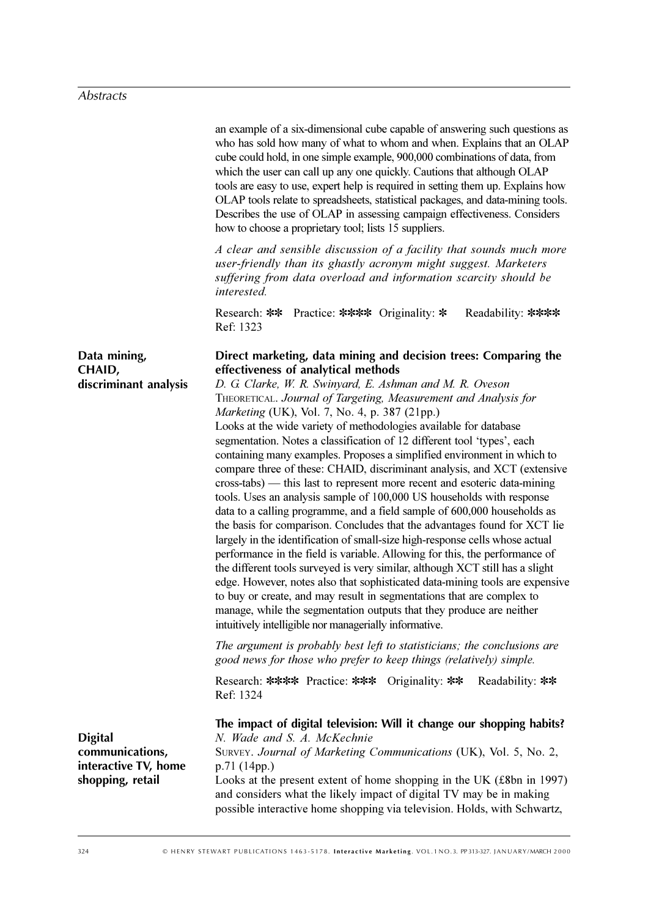an example of a six-dimensional cube capable of answering such questions as who has sold how many of what to whom and when. Explains that an OLAP cube could hold, in one simple example, 900,000 combinations of data, from which the user can call up any one quickly. Cautions that although OLAP tools are easy to use, expert help is required in setting them up. Explains how OLAP tools relate to spreadsheets, statistical packages, and data-mining tools. Describes the use of OLAP in assessing campaign effectiveness. Considers how to choose a proprietary tool; lists 15 suppliers.

*A clear and sensible discussion of a facility that sounds much more user-friendly than its ghastly acronym might suggest. Marketers suffering from data overload and information scarcity should be interested.*

Research: ✱✱ Practice: ✱✱✱✱ Originality: ✱ Readability: ✱✱✱✱
Ref: 1323

**Data mining, CHAID, discriminant analysis**

**Direct marketing, data mining and decision trees: Comparing the effectiveness of analytical methods**

*D. G. Clarke, W. R. Swinyard, E. Ashman and M. R. Oveson*

THEORETICAL. *Journal of Targeting, Measurement and Analysis for Marketing* (UK), Vol. 7, No. 4, p. 387 (21pp.)

Looks at the wide variety of methodologies available for database segmentation. Notes a classification of 12 different tool 'types', each containing many examples. Proposes a simplified environment in which to compare three of these: CHAID, discriminant analysis, and XCT (extensive cross-tabs) — this last to represent more recent and esoteric data-mining tools. Uses an analysis sample of 100,000 US households with response data to a calling programme, and a field sample of 600,000 households as the basis for comparison. Concludes that the advantages found for XCT lie largely in the identification of small-size high-response cells whose actual performance in the field is variable. Allowing for this, the performance of the different tools surveyed is very similar, although XCT still has a slight edge. However, notes also that sophisticated data-mining tools are expensive to buy or create, and may result in segmentations that are complex to manage, while the segmentation outputs that they produce are neither intuitively intelligible nor managerially informative.

*The argument is probably best left to statisticians; the conclusions are good news for those who prefer to keep things (relatively) simple.*

Research: ✱✱✱✱ Practice: ✱✱✱ Originality: ✱✱ Readability: ✱✱
Ref: 1324

**Digital communications, interactive TV, home shopping, retail**

**The impact of digital television: Will it change our shopping habits?**

*N. Wade and S. A. McKechnie*

SURVEY. *Journal of Marketing Communications* (UK), Vol. 5, No. 2, p.71 (14pp.)

Looks at the present extent of home shopping in the UK (£8bn in 1997) and considers what the likely impact of digital TV may be in making possible interactive home shopping via television. Holds, with Schwartz,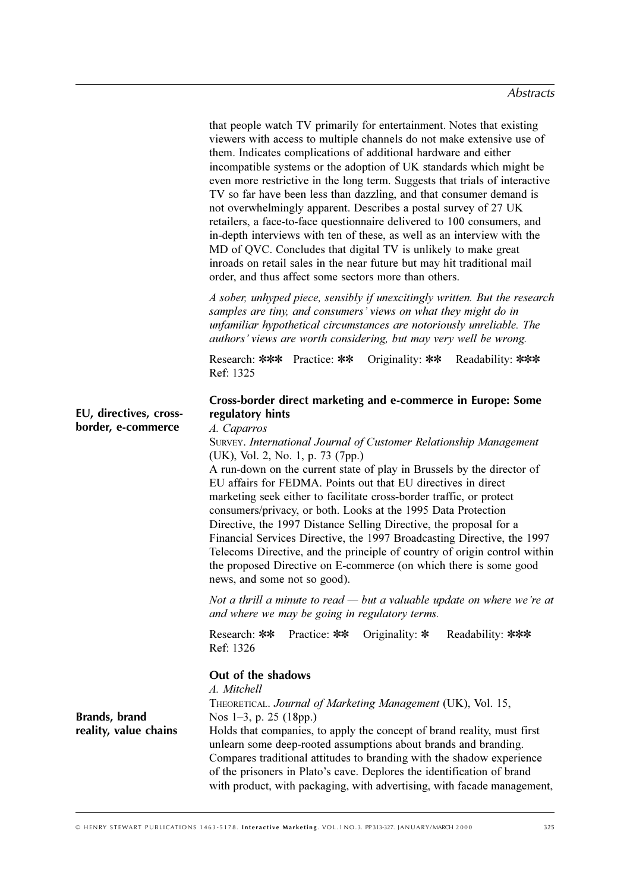that people watch TV primarily for entertainment. Notes that existing viewers with access to multiple channels do not make extensive use of them. Indicates complications of additional hardware and either incompatible systems or the adoption of UK standards which might be even more restrictive in the long term. Suggests that trials of interactive TV so far have been less than dazzling, and that consumer demand is not overwhelmingly apparent. Describes a postal survey of 27 UK retailers, a face-to-face questionnaire delivered to 100 consumers, and in-depth interviews with ten of these, as well as an interview with the MD of QVC. Concludes that digital TV is unlikely to make great inroads on retail sales in the near future but may hit traditional mail order, and thus affect some sectors more than others.

*A sober, unhyped piece, sensibly if unexcitingly written. But the research samples are tiny, and consumers' views on what they might do in unfamiliar hypothetical circumstances are notoriously unreliable. The authors' views are worth considering, but may very well be wrong.*

Research: ✱✱✱ Practice: ✱✱ Originality: ✱✱ Readability: ✱✱✱
Ref: 1325

**EU, directives, cross-border, e-commerce**

### Cross-border direct marketing and e-commerce in Europe: Some regulatory hints

*A. Caparros*

SURVEY. *International Journal of Customer Relationship Management* (UK), Vol. 2, No. 1, p. 73 (7pp.)

A run-down on the current state of play in Brussels by the director of EU affairs for FEDMA. Points out that EU directives in direct marketing seek either to facilitate cross-border traffic, or protect consumers/privacy, or both. Looks at the 1995 Data Protection Directive, the 1997 Distance Selling Directive, the proposal for a Financial Services Directive, the 1997 Broadcasting Directive, the 1997 Telecoms Directive, and the principle of country of origin control within the proposed Directive on E-commerce (on which there is some good news, and some not so good).

*Not a thrill a minute to read — but a valuable update on where we're at and where we may be going in regulatory terms.*

Research: ✱✱ Practice: ✱✱ Originality: ✱ Readability: ✱✱✱
Ref: 1326

**Brands, brand reality, value chains**

### Out of the shadows

*A. Mitchell*

THEORETICAL. *Journal of Marketing Management* (UK), Vol. 15, Nos 1–3, p. 25 (18pp.)

Holds that companies, to apply the concept of brand reality, must first unlearn some deep-rooted assumptions about brands and branding. Compares traditional attitudes to branding with the shadow experience of the prisoners in Plato's cave. Deplores the identification of brand with product, with packaging, with advertising, with facade management,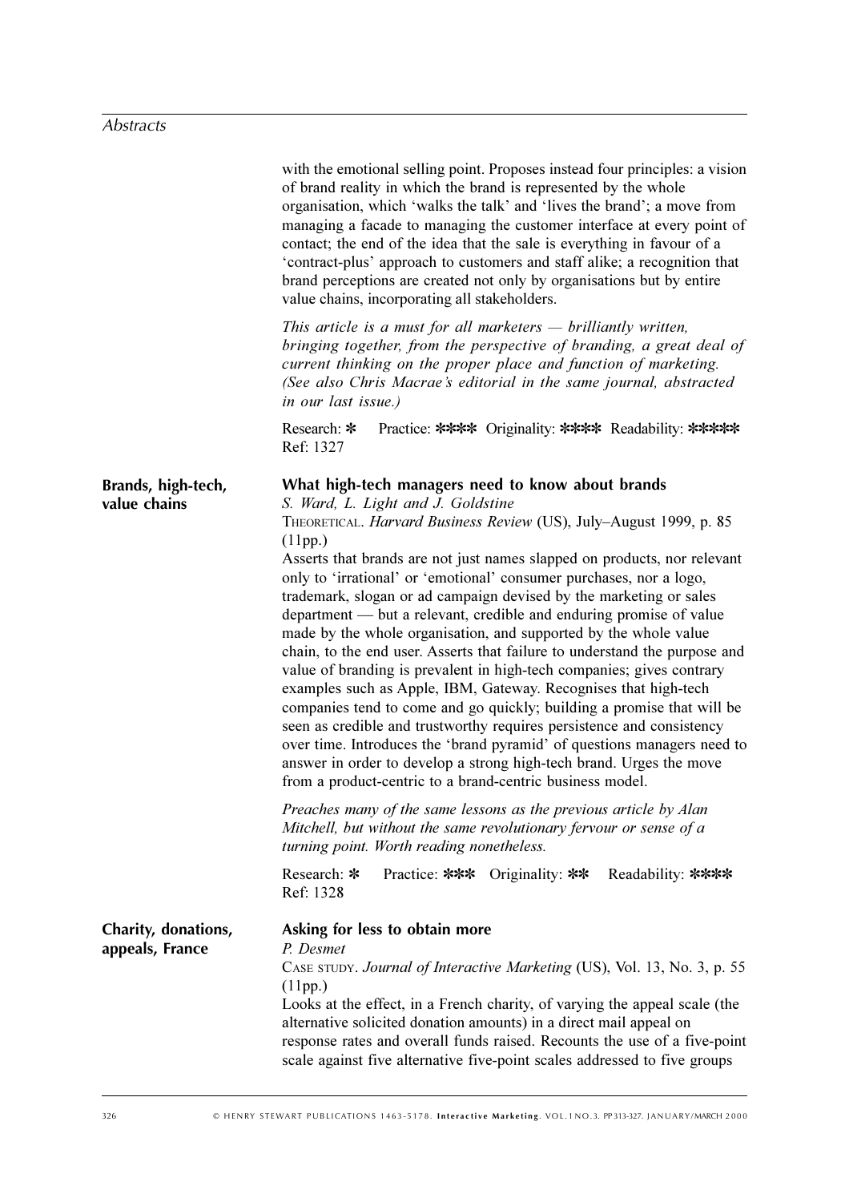with the emotional selling point. Proposes instead four principles: a vision of brand reality in which the brand is represented by the whole organisation, which 'walks the talk' and 'lives the brand'; a move from managing a facade to managing the customer interface at every point of contact; the end of the idea that the sale is everything in favour of a 'contract-plus' approach to customers and staff alike; a recognition that brand perceptions are created not only by organisations but by entire value chains, incorporating all stakeholders.

*This article is a must for all marketers — brilliantly written, bringing together, from the perspective of branding, a great deal of current thinking on the proper place and function of marketing. (See also Chris Macrae's editorial in the same journal, abstracted in our last issue.)*

Research: * Practice: **** Originality: **** Readability: *****
Ref: 1327

**Brands, high-tech, value chains**

## What high-tech managers need to know about brands

*S. Ward, L. Light and J. Goldstine*

THEORETICAL. *Harvard Business Review* (US), July–August 1999, p. 85 (11pp.)

Asserts that brands are not just names slapped on products, nor relevant only to 'irrational' or 'emotional' consumer purchases, nor a logo, trademark, slogan or ad campaign devised by the marketing or sales department — but a relevant, credible and enduring promise of value made by the whole organisation, and supported by the whole value chain, to the end user. Asserts that failure to understand the purpose and value of branding is prevalent in high-tech companies; gives contrary examples such as Apple, IBM, Gateway. Recognises that high-tech companies tend to come and go quickly; building a promise that will be seen as credible and trustworthy requires persistence and consistency over time. Introduces the 'brand pyramid' of questions managers need to answer in order to develop a strong high-tech brand. Urges the move from a product-centric to a brand-centric business model.

*Preaches many of the same lessons as the previous article by Alan Mitchell, but without the same revolutionary fervour or sense of a turning point. Worth reading nonetheless.*

Research: * Practice: *** Originality: ** Readability: ****
Ref: 1328

**Charity, donations, appeals, France**

## Asking for less to obtain more

*P. Desmet*

CASE STUDY. *Journal of Interactive Marketing* (US), Vol. 13, No. 3, p. 55 (11pp.)

Looks at the effect, in a French charity, of varying the appeal scale (the alternative solicited donation amounts) in a direct mail appeal on response rates and overall funds raised. Recounts the use of a five-point scale against five alternative five-point scales addressed to five groups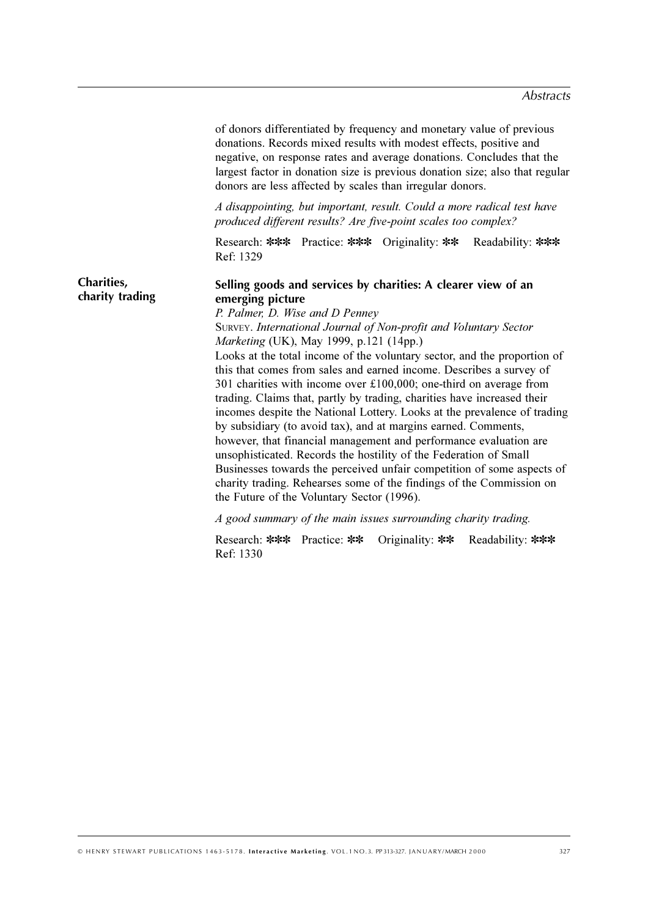of donors differentiated by frequency and monetary value of previous donations. Records mixed results with modest effects, positive and negative, on response rates and average donations. Concludes that the largest factor in donation size is previous donation size; also that regular donors are less affected by scales than irregular donors.

*A disappointing, but important, result. Could a more radical test have produced different results? Are five-point scales too complex?*

Research: *** Practice: *** Originality: ** Readability: ***
Ref: 1329

**Charities, charity trading**

### Selling goods and services by charities: A clearer view of an emerging picture

*P. Palmer, D. Wise and D Penney*

SURVEY. *International Journal of Non-profit and Voluntary Sector Marketing* (UK), May 1999, p.121 (14pp.)

Looks at the total income of the voluntary sector, and the proportion of this that comes from sales and earned income. Describes a survey of 301 charities with income over £100,000; one-third on average from trading. Claims that, partly by trading, charities have increased their incomes despite the National Lottery. Looks at the prevalence of trading by subsidiary (to avoid tax), and at margins earned. Comments, however, that financial management and performance evaluation are unsophisticated. Records the hostility of the Federation of Small Businesses towards the perceived unfair competition of some aspects of charity trading. Rehearses some of the findings of the Commission on the Future of the Voluntary Sector (1996).

*A good summary of the main issues surrounding charity trading.*

Research: *** Practice: ** Originality: ** Readability: ***
Ref: 1330